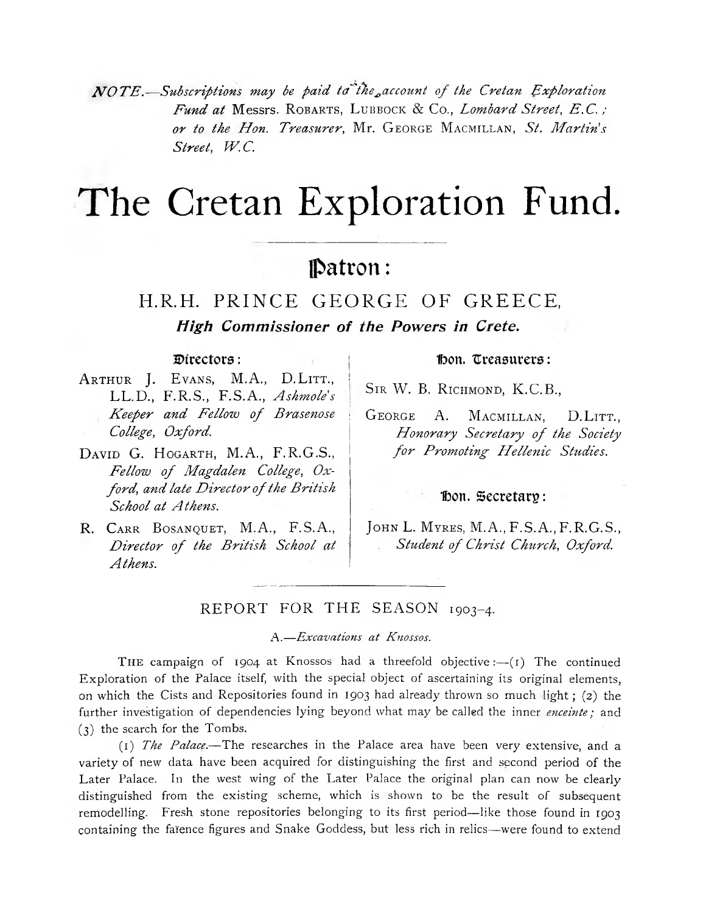*NOTE.—Subscriptions may be paid to the account of the Cretan Exploration Fund at* Messrs. ROBARTS, LUBBOCK & Co., *Lombard Street, E.C.; or to the Hon. Treasurer,* Mr. GEORGE MACMILLAN, *St. Martin's Street, W.C.*

# The Cretan Exploration Fund.

## Patron:

H.R.H. PRINCE GEORGE OF GREECE,
***High Commissioner of the Powers in Crete.***

### Directors:

ARTHUR J. EVANS, M.A., D.LITT., LL.D., F.R.S., F.S.A., *Ashmole's Keeper and Fellow of Brasenose College, Oxford.*

DAVID G. HOGARTH, M.A., F.R.G.S., *Fellow of Magdalen College, Oxford, and late Director of the British School at Athens.*

R. CARR BOSANQUET, M.A., F.S.A., *Director of the British School at Athens.*

### Hon. Treasurers:

SIR W. B. RICHMOND, K.C.B.,

GEORGE A. MACMILLAN, D.LITT., *Honorary Secretary of the Society for Promoting Hellenic Studies.*

### Hon. Secretary:

JOHN L. MYRES, M.A., F.S.A., F.R.G.S., *Student of Christ Church, Oxford.*

## REPORT FOR THE SEASON 1903–4.

### A.—*Excavations at Knossos.*

THE campaign of 1904 at Knossos had a threefold objective:—(1) The continued Exploration of the Palace itself, with the special object of ascertaining its original elements, on which the Cists and Repositories found in 1903 had already thrown so much light; (2) the further investigation of dependencies lying beyond what may be called the inner *enceinte;* and (3) the search for the Tombs.

(1) *The Palace.*—The researches in the Palace area have been very extensive, and a variety of new data have been acquired for distinguishing the first and second period of the Later Palace. In the west wing of the Later Palace the original plan can now be clearly distinguished from the existing scheme, which is shown to be the result of subsequent remodelling. Fresh stone repositories belonging to its first period—like those found in 1903 containing the faïence figures and Snake Goddess, but less rich in relics—were found to extend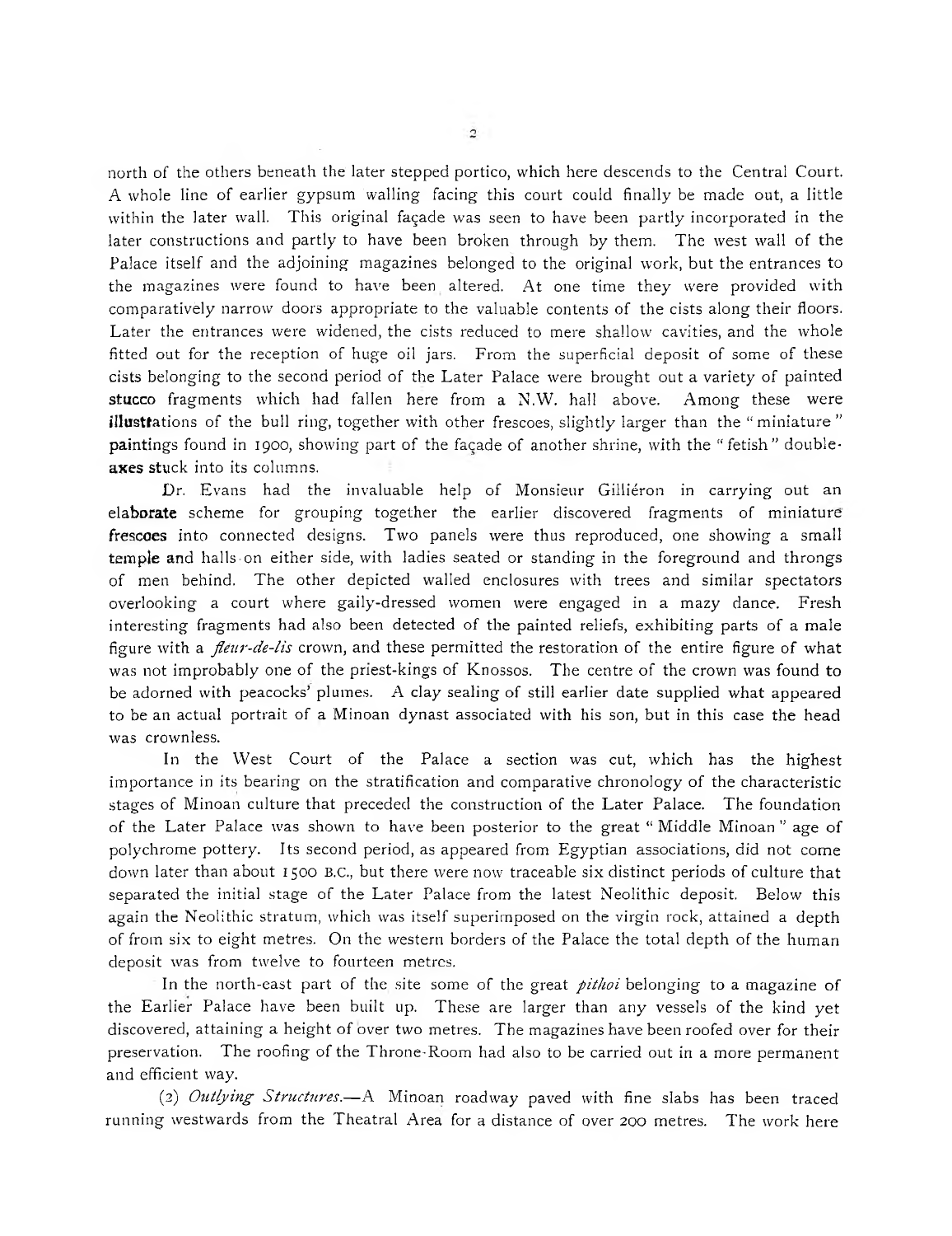north of the others beneath the later stepped portico, which here descends to the Central Court. A whole line of earlier gypsum walling facing this court could finally be made out, a little within the later wall. This original façade was seen to have been partly incorporated in the later constructions and partly to have been broken through by them. The west wall of the Palace itself and the adjoining magazines belonged to the original work, but the entrances to the magazines were found to have been altered. At one time they were provided with comparatively narrow doors appropriate to the valuable contents of the cists along their floors. Later the entrances were widened, the cists reduced to mere shallow cavities, and the whole fitted out for the reception of huge oil jars. From the superficial deposit of some of these cists belonging to the second period of the Later Palace were brought out a variety of painted stucco fragments which had fallen here from a N.W. hall above. Among these were illusttations of the bull ring, together with other frescoes, slightly larger than the "miniature" paintings found in 1900, showing part of the façade of another shrine, with the "fetish" double-axes stuck into its columns.

Dr. Evans had the invaluable help of Monsieur Gilliéron in carrying out an elaborate scheme for grouping together the earlier discovered fragments of miniature frescoes into connected designs. Two panels were thus reproduced, one showing a small temple and halls on either side, with ladies seated or standing in the foreground and throngs of men behind. The other depicted walled enclosures with trees and similar spectators overlooking a court where gaily-dressed women were engaged in a mazy dance. Fresh interesting fragments had also been detected of the painted reliefs, exhibiting parts of a male figure with a *fleur-de-lis* crown, and these permitted the restoration of the entire figure of what was not improbably one of the priest-kings of Knossos. The centre of the crown was found to be adorned with peacocks' plumes. A clay sealing of still earlier date supplied what appeared to be an actual portrait of a Minoan dynast associated with his son, but in this case the head was crownless.

In the West Court of the Palace a section was cut, which has the highest importance in its bearing on the stratification and comparative chronology of the characteristic stages of Minoan culture that preceded the construction of the Later Palace. The foundation of the Later Palace was shown to have been posterior to the great "Middle Minoan" age of polychrome pottery. Its second period, as appeared from Egyptian associations, did not come down later than about 1500 B.C., but there were now traceable six distinct periods of culture that separated the initial stage of the Later Palace from the latest Neolithic deposit. Below this again the Neolithic stratum, which was itself superimposed on the virgin rock, attained a depth of from six to eight metres. On the western borders of the Palace the total depth of the human deposit was from twelve to fourteen metres.

In the north-east part of the site some of the great *pithoi* belonging to a magazine of the Earlier Palace have been built up. These are larger than any vessels of the kind yet discovered, attaining a height of over two metres. The magazines have been roofed over for their preservation. The roofing of the Throne-Room had also to be carried out in a more permanent and efficient way.

(2) *Outlying Structures.*—A Minoan roadway paved with fine slabs has been traced running westwards from the Theatral Area for a distance of over 200 metres. The work here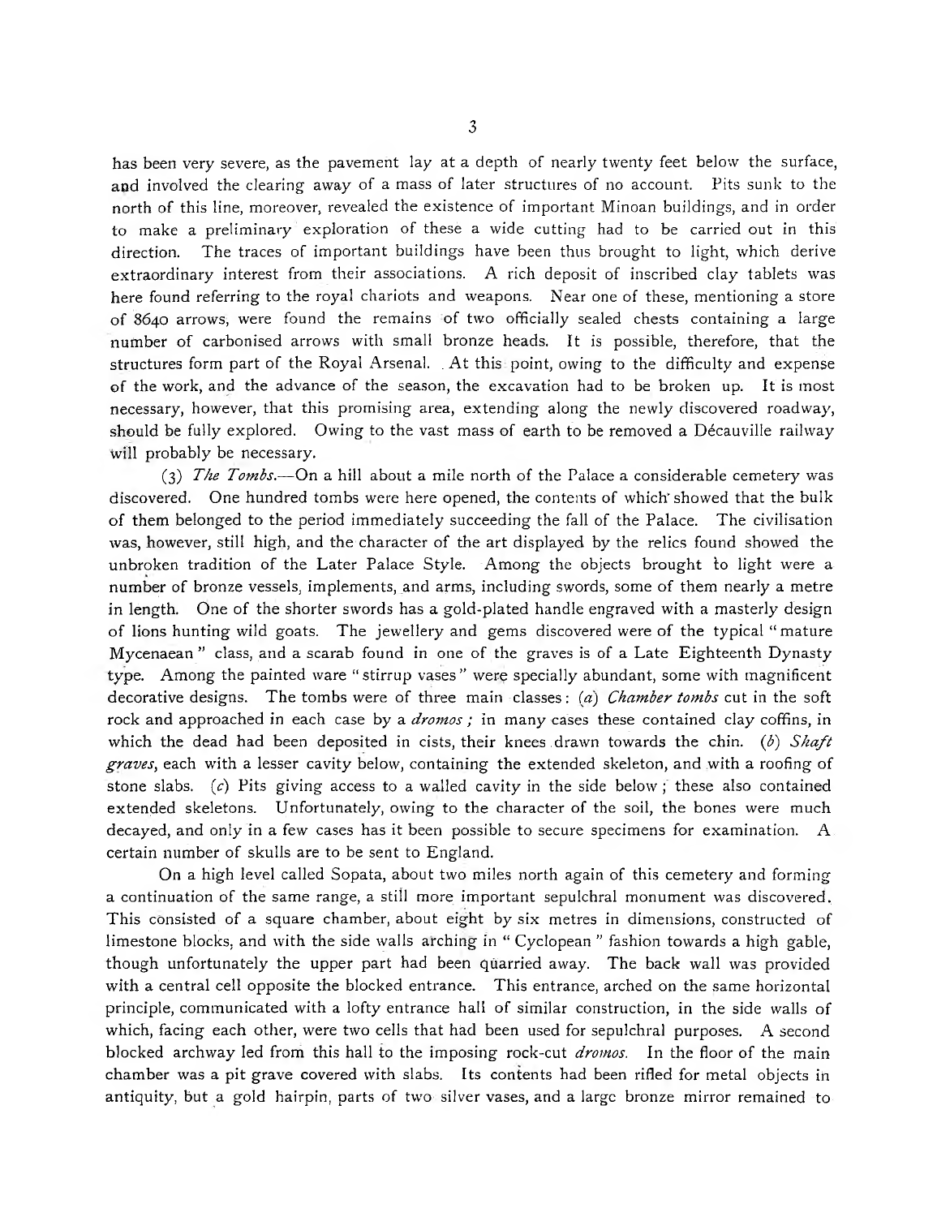has been very severe, as the pavement lay at a depth of nearly twenty feet below the surface, and involved the clearing away of a mass of later structures of no account. Pits sunk to the north of this line, moreover, revealed the existence of important Minoan buildings, and in order to make a preliminary exploration of these a wide cutting had to be carried out in this direction. The traces of important buildings have been thus brought to light, which derive extraordinary interest from their associations. A rich deposit of inscribed clay tablets was here found referring to the royal chariots and weapons. Near one of these, mentioning a store of 8640 arrows, were found the remains of two officially sealed chests containing a large number of carbonised arrows with small bronze heads. It is possible, therefore, that the structures form part of the Royal Arsenal. At this point, owing to the difficulty and expense of the work, and the advance of the season, the excavation had to be broken up. It is most necessary, however, that this promising area, extending along the newly discovered roadway, should be fully explored. Owing to the vast mass of earth to be removed a Décauville railway will probably be necessary.

(3) *The Tombs.*—On a hill about a mile north of the Palace a considerable cemetery was discovered. One hundred tombs were here opened, the contents of which showed that the bulk of them belonged to the period immediately succeeding the fall of the Palace. The civilisation was, however, still high, and the character of the art displayed by the relics found showed the unbroken tradition of the Later Palace Style. Among the objects brought to light were a number of bronze vessels, implements, and arms, including swords, some of them nearly a metre in length. One of the shorter swords has a gold-plated handle engraved with a masterly design of lions hunting wild goats. The jewellery and gems discovered were of the typical "mature Mycenaean" class, and a scarab found in one of the graves is of a Late Eighteenth Dynasty type. Among the painted ware "stirrup vases" were specially abundant, some with magnificent decorative designs. The tombs were of three main classes: (*a*) *Chamber tombs* cut in the soft rock and approached in each case by a *dromos ;* in many cases these contained clay coffins, in which the dead had been deposited in cists, their knees drawn towards the chin. (*b*) *Shaft graves*, each with a lesser cavity below, containing the extended skeleton, and with a roofing of stone slabs. (*c*) Pits giving access to a walled cavity in the side below ; these also contained extended skeletons. Unfortunately, owing to the character of the soil, the bones were much decayed, and only in a few cases has it been possible to secure specimens for examination. A certain number of skulls are to be sent to England.

On a high level called Sopata, about two miles north again of this cemetery and forming a continuation of the same range, a still more important sepulchral monument was discovered. This consisted of a square chamber, about eight by six metres in dimensions, constructed of limestone blocks, and with the side walls arching in "Cyclopean" fashion towards a high gable, though unfortunately the upper part had been quarried away. The back wall was provided with a central cell opposite the blocked entrance. This entrance, arched on the same horizontal principle, communicated with a lofty entrance hall of similar construction, in the side walls of which, facing each other, were two cells that had been used for sepulchral purposes. A second blocked archway led from this hall to the imposing rock-cut *dromos.* In the floor of the main chamber was a pit grave covered with slabs. Its contents had been rifled for metal objects in antiquity, but a gold hairpin, parts of two silver vases, and a large bronze mirror remained to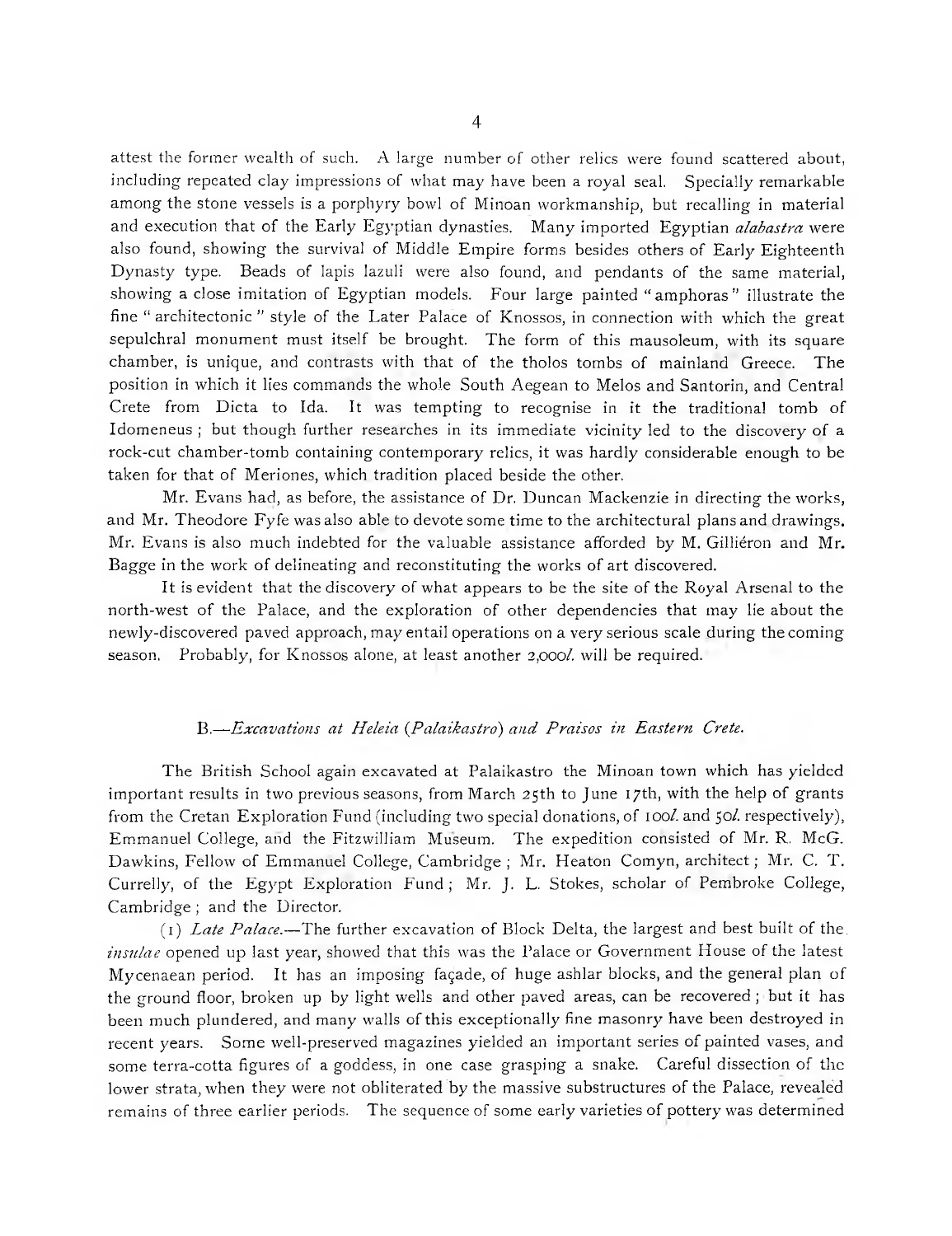attest the former wealth of such. A large number of other relics were found scattered about, including repeated clay impressions of what may have been a royal seal. Specially remarkable among the stone vessels is a porphyry bowl of Minoan workmanship, but recalling in material and execution that of the Early Egyptian dynasties. Many imported Egyptian *alabastra* were also found, showing the survival of Middle Empire forms besides others of Early Eighteenth Dynasty type. Beads of lapis lazuli were also found, and pendants of the same material, showing a close imitation of Egyptian models. Four large painted "amphoras" illustrate the fine "architectonic" style of the Later Palace of Knossos, in connection with which the great sepulchral monument must itself be brought. The form of this mausoleum, with its square chamber, is unique, and contrasts with that of the tholos tombs of mainland Greece. The position in which it lies commands the whole South Aegean to Melos and Santorin, and Central Crete from Dicta to Ida. It was tempting to recognise in it the traditional tomb of Idomeneus; but though further researches in its immediate vicinity led to the discovery of a rock-cut chamber-tomb containing contemporary relics, it was hardly considerable enough to be taken for that of Meriones, which tradition placed beside the other.

Mr. Evans had, as before, the assistance of Dr. Duncan Mackenzie in directing the works, and Mr. Theodore Fyfe was also able to devote some time to the architectural plans and drawings. Mr. Evans is also much indebted for the valuable assistance afforded by M. Gilliéron and Mr. Bagge in the work of delineating and reconstituting the works of art discovered.

It is evident that the discovery of what appears to be the site of the Royal Arsenal to the north-west of the Palace, and the exploration of other dependencies that may lie about the newly-discovered paved approach, may entail operations on a very serious scale during the coming season. Probably, for Knossos alone, at least another 2,000*l.* will be required.

### B.—*Excavations at Heleia (Palaikastro) and Praisos in Eastern Crete.*

The British School again excavated at Palaikastro the Minoan town which has yielded important results in two previous seasons, from March 25th to June 17th, with the help of grants from the Cretan Exploration Fund (including two special donations, of 100*l.* and 50*l.* respectively), Emmanuel College, and the Fitzwilliam Museum. The expedition consisted of Mr. R. McG. Dawkins, Fellow of Emmanuel College, Cambridge; Mr. Heaton Comyn, architect; Mr. C. T. Currelly, of the Egypt Exploration Fund; Mr. J. L. Stokes, scholar of Pembroke College, Cambridge; and the Director.

(1) *Late Palace.*—The further excavation of Block Delta, the largest and best built of the *insulae* opened up last year, showed that this was the Palace or Government House of the latest Mycenaean period. It has an imposing façade, of huge ashlar blocks, and the general plan of the ground floor, broken up by light wells and other paved areas, can be recovered; but it has been much plundered, and many walls of this exceptionally fine masonry have been destroyed in recent years. Some well-preserved magazines yielded an important series of painted vases, and some terra-cotta figures of a goddess, in one case grasping a snake. Careful dissection of the lower strata, when they were not obliterated by the massive substructures of the Palace, revealed remains of three earlier periods. The sequence of some early varieties of pottery was determined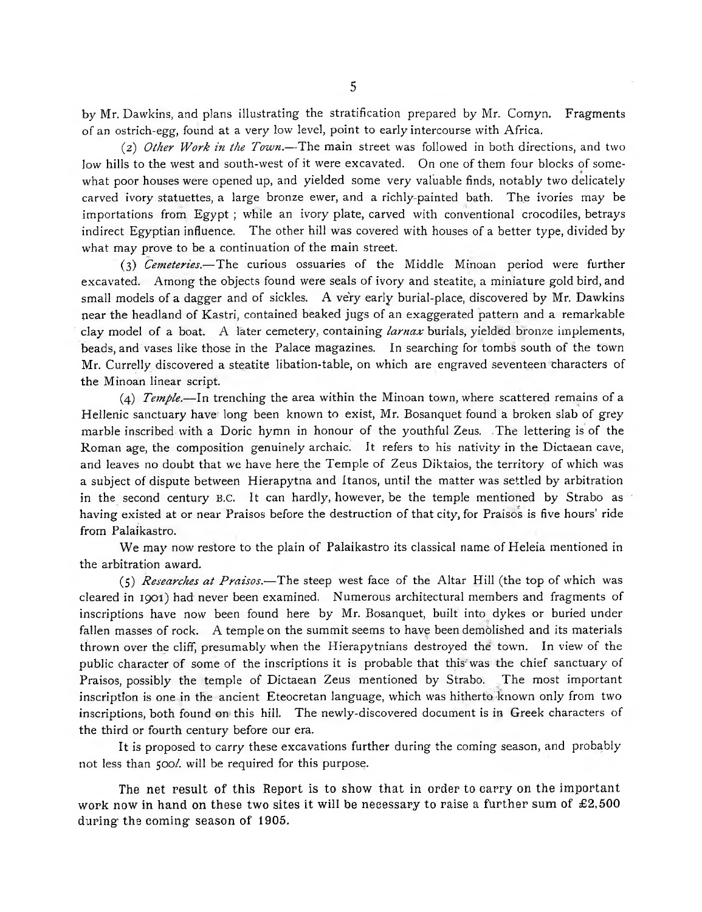by Mr. Dawkins, and plans illustrating the stratification prepared by Mr. Comyn. Fragments of an ostrich-egg, found at a very low level, point to early intercourse with Africa.

(2) *Other Work in the Town.*—The main street was followed in both directions, and two low hills to the west and south-west of it were excavated. On one of them four blocks of somewhat poor houses were opened up, and yielded some very valuable finds, notably two delicately carved ivory statuettes, a large bronze ewer, and a richly-painted bath. The ivories may be importations from Egypt; while an ivory plate, carved with conventional crocodiles, betrays indirect Egyptian influence. The other hill was covered with houses of a better type, divided by what may prove to be a continuation of the main street.

(3) *Cemeteries.*—The curious ossuaries of the Middle Minoan period were further excavated. Among the objects found were seals of ivory and steatite, a miniature gold bird, and small models of a dagger and of sickles. A very early burial-place, discovered by Mr. Dawkins near the headland of Kastri, contained beaked jugs of an exaggerated pattern and a remarkable clay model of a boat. A later cemetery, containing *larnax* burials, yielded bronze implements, beads, and vases like those in the Palace magazines. In searching for tombs south of the town Mr. Currelly discovered a steatite libation-table, on which are engraved seventeen characters of the Minoan linear script.

(4) *Temple.*—In trenching the area within the Minoan town, where scattered remains of a Hellenic sanctuary have long been known to exist, Mr. Bosanquet found a broken slab of grey marble inscribed with a Doric hymn in honour of the youthful Zeus. The lettering is of the Roman age, the composition genuinely archaic. It refers to his nativity in the Dictaean cave, and leaves no doubt that we have here the Temple of Zeus Diktaios, the territory of which was a subject of dispute between Hierapytna and Itanos, until the matter was settled by arbitration in the second century B.C. It can hardly, however, be the temple mentioned by Strabo as having existed at or near Praisos before the destruction of that city, for Praisos is five hours' ride from Palaikastro.

We may now restore to the plain of Palaikastro its classical name of Heleia mentioned in the arbitration award.

(5) *Researches at Praisos.*—The steep west face of the Altar Hill (the top of which was cleared in 1901) had never been examined. Numerous architectural members and fragments of inscriptions have now been found here by Mr. Bosanquet, built into dykes or buried under fallen masses of rock. A temple on the summit seems to have been demolished and its materials thrown over the cliff, presumably when the Hierapytnians destroyed the town. In view of the public character of some of the inscriptions it is probable that this was the chief sanctuary of Praisos, possibly the temple of Dictaean Zeus mentioned by Strabo. The most important inscription is one in the ancient Eteocretan language, which was hitherto known only from two inscriptions, both found on this hill. The newly-discovered document is in Greek characters of the third or fourth century before our era.

It is proposed to carry these excavations further during the coming season, and probably not less than 500*l.* will be required for this purpose.

The net result of this Report is to show that in order to carry on the important work now in hand on these two sites it will be necessary to raise a further sum of £2,500 during the coming season of 1905.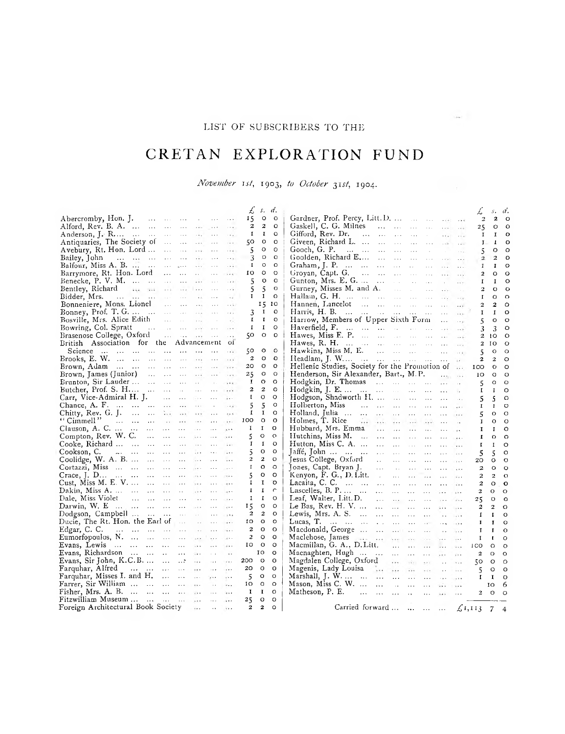LIST OF SUBSCRIBERS TO THE

# CRETAN EXPLORATION FUND

*November 1st, 1903, to October 31st, 1904.*

| | £ | s. | d. |
|---|---|---|---|
| Abercromby, Hon. J. | 15 | 0 | 0 |
| Alford, Rev. B. A. | 2 | 2 | 0 |
| Anderson, J. R. | 1 | 1 | 0 |
| Antiquaries, The Society of | 50 | 0 | 0 |
| Avebury, Rt. Hon. Lord | 5 | 0 | 0 |
| Bailey, John | 3 | 0 | 0 |
| Balfour, Miss A. B. | 1 | 0 | 0 |
| Barrymore, Rt. Hon. Lord | 10 | 0 | 0 |
| Benecke, P. V. M. | 5 | 0 | 0 |
| Bentley, Richard | 5 | 5 | 0 |
| Bidder, Mrs. | 1 | 1 | 0 |
| Bonneniere, Mons. Lionel | | 15 | 10 |
| Bonney, Prof. T. G. | 3 | 1 | 0 |
| Bosville, Mrs. Alice Edith | 1 | 1 | 0 |
| Bowring, Col. Spratt | 1 | 1 | 0 |
| Brasenose College, Oxford | 50 | 0 | 0 |
| British Association for the Advancement of Science | 50 | 0 | 0 |
| Brooks, E. W. | 2 | 0 | 0 |
| Brown, Adam | 20 | 0 | 0 |
| Brown, James (Junior) | 25 | 0 | 0 |
| Brunton, Sir Lauder | 1 | 0 | 0 |
| Butcher, Prof. S. H. | 2 | 2 | 0 |
| Carr, Vice-Admiral H. J. | 1 | 0 | 0 |
| Chance, A. F. | 5 | 5 | 0 |
| Chitty, Rev. G. J. | 1 | 1 | 0 |
| "Cimmell" | 100 | 0 | 0 |
| Clauson, A. C. | 1 | 1 | 0 |
| Compton, Rev. W. C. | 5 | 0 | 0 |
| Cooke, Richard | 1 | 1 | 0 |
| Cookson, C. | 5 | 0 | 0 |
| Coolidge, W. A. B. | 2 | 2 | 0 |
| Cortazzi, Miss | 1 | 0 | 0 |
| Crace, J. D. | 5 | 0 | 0 |
| Cust, Miss M. E. V. | 1 | 1 | 0 |
| Dakin, Miss A. | 1 | 1 | 0 |
| Dale, Miss Violet | 1 | 1 | 0 |
| Darwin, W. E. | 15 | 0 | 0 |
| Dodgson, Campbell | 2 | 2 | 0 |
| Ducie, The Rt. Hon. the Earl of | 10 | 0 | 0 |
| Edgar, C. C. | 2 | 0 | 0 |
| Eumorfopoulos, N. | 2 | 0 | 0 |
| Evans, Lewis | 10 | 0 | 0 |
| Evans, Richardson | | 10 | 0 |
| Evans, Sir John, K.C.B. | 200 | 0 | 0 |
| Farquhar, Alfred | 20 | 0 | 0 |
| Farquhar, Misses I. and H. | 5 | 0 | 0 |
| Farrer, Sir William | 10 | 0 | 0 |
| Fisher, Mrs. A. B. | 1 | 1 | 0 |
| Fitzwilliam Museum | 25 | 0 | 0 |
| Foreign Architectural Book Society | 2 | 2 | 0 |
| Gardner, Prof. Percy, Litt.D. | 2 | 2 | 0 |
| Gaskell, C. G. Milnes | 25 | 0 | 0 |
| Gifford, Rev. Dr. | 1 | 1 | 0 |
| Giveen, Richard L. | 1 | 1 | 0 |
| Gooch, G. P. | 5 | 0 | 0 |
| Goolden, Richard E. | 2 | 2 | 0 |
| Graham, J. P. | 1 | 1 | 0 |
| Groyan, Capt. G. | 2 | 0 | 0 |
| Gunton, Mrs. E. G. | 1 | 1 | 0 |
| Gurney, Misses M. and A. | 2 | 0 | 0 |
| Hallam, G. H. | 1 | 0 | 0 |
| Hannen, Lancelot | 2 | 2 | 0 |
| Harris, H. B. | 1 | 1 | 0 |
| Harrow, Members of Upper Sixth Form | 5 | 0 | 0 |
| Haverfield, F. | 3 | 3 | 0 |
| Hawes, Miss F. P. | 2 | 10 | 0 |
| Hawes, R. H. | 2 | 10 | 0 |
| Hawkins, Miss M. E. | 5 | 0 | 0 |
| Headlam, J. W. | 2 | 2 | 0 |
| Hellenic Studies, Society for the Promotion of | 100 | 0 | 0 |
| Henderson, Sir Alexander, Bart., M.P. | 10 | 0 | 0 |
| Hodgkin, Dr. Thomas | 5 | 0 | 0 |
| Hodgkin, J. E. | 1 | 1 | 0 |
| Hodgson, Shadworth H. | 5 | 5 | 0 |
| Holberton, Miss | 1 | 1 | 0 |
| Holland, Julia | 5 | 0 | 0 |
| Holmes, T. Rice | 1 | 0 | 0 |
| Hubbard, Mrs. Emma | 1 | 1 | 0 |
| Hutchins, Miss M. | 1 | 0 | 0 |
| Hutton, Miss C. A. | 1 | 1 | 0 |
| Jaffé, John | 5 | 5 | 0 |
| Jesus College, Oxford | 20 | 0 | 0 |
| Jones, Capt. Bryan J. | 2 | 0 | 0 |
| Kenyon, F. G., D.Litt. | 2 | 2 | 0 |
| Lacaita, C. C. | 2 | 0 | 0 |
| Lascelles, B. P. | 2 | 0 | 0 |
| Leaf, Walter, Litt.D. | 25 | 0 | 0 |
| Le Bas, Rev. H. V. | 2 | 2 | 0 |
| Lewis, Mrs. A. S. | 1 | 1 | 0 |
| Lucas, T. | 1 | 1 | 0 |
| Macdonald, George | 1 | 1 | 0 |
| Maclehose, James | 1 | 1 | 0 |
| Macmillan, G. A., D.Litt. | 100 | 0 | 0 |
| Macnaghten, Hugh | 2 | 0 | 0 |
| Magdalen College, Oxford | 50 | 0 | 0 |
| Magenis, Lady Louisa | 5 | 0 | 0 |
| Marshall, J. W. | 1 | 1 | 0 |
| Mason, Miss C. W. | | 10 | 6 |
| Matheson, P. E. | 2 | 0 | 0 |
| Carried forward | £1,113 | 7 | 4 |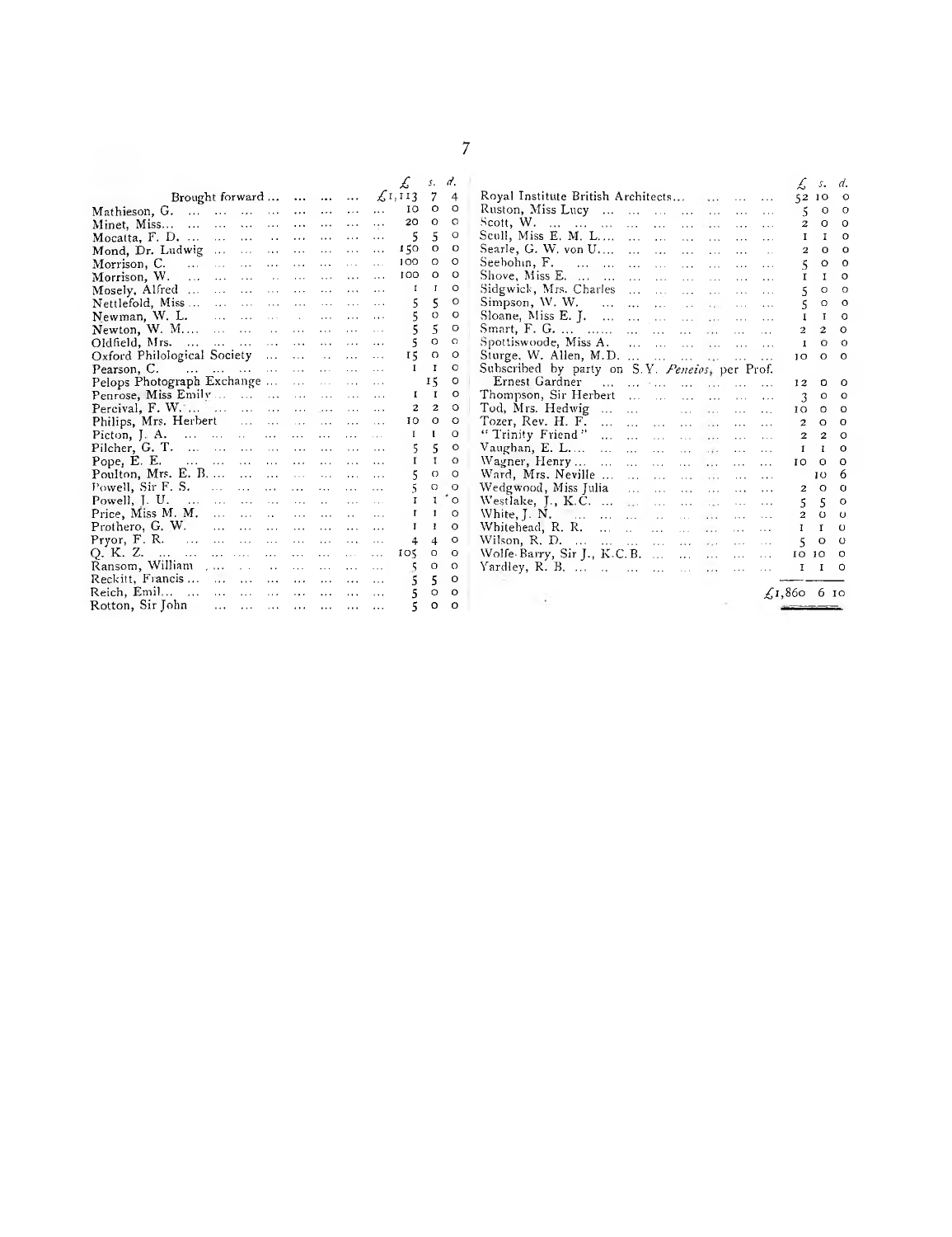| | £ | s. | d. |
|---|---|---|---|
| Brought forward ... | £1,113 | 7 | 4 |
| Mathieson, G. | 10 | 0 | 0 |
| Minet, Miss... | 20 | 0 | 0 |
| Mocatta, F. D. ... | 5 | 5 | 0 |
| Mond, Dr. Ludwig | 150 | 0 | 0 |
| Morrison, C. | 100 | 0 | 0 |
| Morrison, W. | 100 | 0 | 0 |
| Mosely, Alfred ... | 1 | 1 | 0 |
| Nettlefold, Miss ... | 5 | 5 | 0 |
| Newman, W. L. | 5 | 0 | 0 |
| Newton, W. M.... | 5 | 5 | 0 |
| Oldfield, Mrs. | 5 | 0 | 0 |
| Oxford Philological Society | 15 | 0 | 0 |
| Pearson, C. | 1 | 1 | 0 |
| Pelops Photograph Exchange ... | | 15 | 0 |
| Penrose, Miss Emily ... | 1 | 1 | 0 |
| Percival, F. W. ... | 2 | 2 | 0 |
| Philips, Mrs. Herbert | 10 | 0 | 0 |
| Picton, J. A. | 1 | 1 | 0 |
| Pilcher, G. T. | 5 | 5 | 0 |
| Pope, E. E. | 1 | 1 | 0 |
| Poulton, Mrs. E. B. ... | 5 | 0 | 0 |
| Powell, Sir F. S. | 5 | 0 | 0 |
| Powell, J. U. | 1 | 1 | 0 |
| Price, Miss M. M. | 1 | 1 | 0 |
| Prothero, G. W. | 1 | 1 | 0 |
| Pryor, F. R. | 4 | 4 | 0 |
| Q. K. Z. | 105 | 0 | 0 |
| Ransom, William | 5 | 0 | 0 |
| Reckitt, Francis ... | 5 | 5 | 0 |
| Reich, Emil... | 5 | 0 | 0 |
| Rotton, Sir John | 5 | 0 | 0 |
| Royal Institute British Architects... | 52 | 10 | 0 |
| Ruston, Miss Lucy | 5 | 0 | 0 |
| Scott, W. | 2 | 0 | 0 |
| Scull, Miss E. M. L.... | 1 | 1 | 0 |
| Searle, G. W. von U.... | 2 | 0 | 0 |
| Seebohm, F. | 5 | 0 | 0 |
| Shove, Miss E. ... | 1 | 1 | 0 |
| Sidgwick, Mrs. Charles | 5 | 0 | 0 |
| Simpson, W. W. | 5 | 0 | 0 |
| Sloane, Miss E. J. | 1 | 1 | 0 |
| Smart, F. G. ... | 2 | 2 | 0 |
| Spottiswoode, Miss A. | 1 | 0 | 0 |
| Sturge, W. Allen, M.D. ... | 10 | 0 | 0 |
| Subscribed by party on S.Y. *Peneios*, per Prof. Ernest Gardner | 12 | 0 | 0 |
| Thompson, Sir Herbert | 3 | 0 | 0 |
| Tod, Mrs. Hedwig ... | 10 | 0 | 0 |
| Tozer, Rev. H. F. | 2 | 0 | 0 |
| "Trinity Friend" | 2 | 2 | 0 |
| Vaughan, E. L.... | 1 | 1 | 0 |
| Wagner, Henry ... | 10 | 0 | 0 |
| Ward, Mrs. Neville ... | | 10 | 6 |
| Wedgwood, Miss Julia | 2 | 0 | 0 |
| Westlake, J., K.C. ... | 5 | 5 | 0 |
| White, J. N. | 2 | 0 | 0 |
| Whitehead, R. R. | 1 | 1 | 0 |
| Wilson, R. D. ... | 5 | 0 | 0 |
| Wolfe-Barry, Sir J., K.C.B. ... | 10 | 10 | 0 |
| Yardley, R. B. ... | 1 | 1 | 0 |
| | £1,860 | 6 | 10 |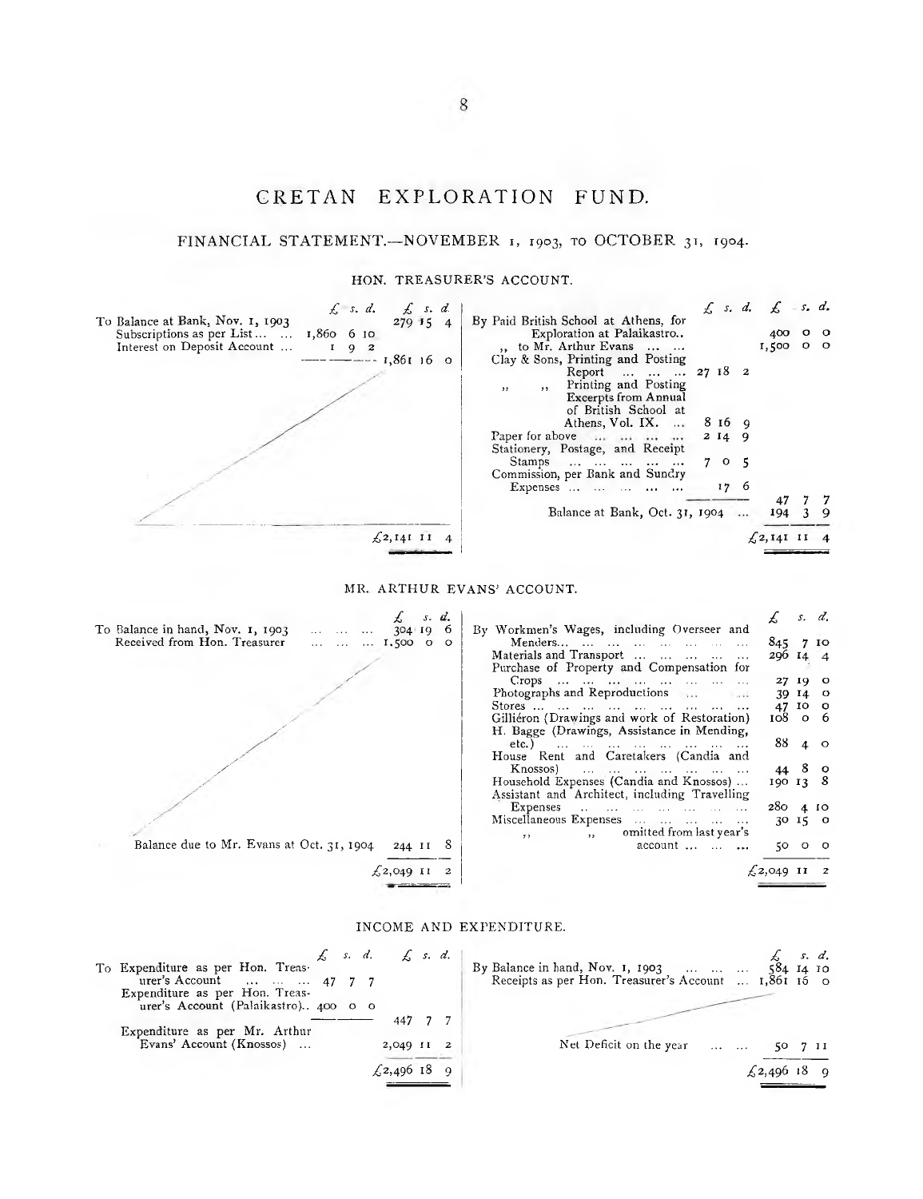# CRETAN EXPLORATION FUND.

## FINANCIAL STATEMENT.—NOVEMBER 1, 1903, TO OCTOBER 31, 1904.

### HON. TREASURER'S ACCOUNT.

| | £ s. d. | £ s. d. | | £ s. d. | £ s. d. |
|---|---|---|---|---|---|
| To Balance at Bank, Nov. 1, 1903 | | 279 15 4 | By Paid British School at Athens, for Exploration at Palaikastro.. | | 400 0 0 |
| Subscriptions as per List ... ... | 1,860 6 10 | | ,, to Mr. Arthur Evans ... ... | | 1,500 0 0 |
| Interest on Deposit Account ... | 1 9 2 | | Clay & Sons, Printing and Posting Report ... ... ... | 27 18 2 | |
| | | 1,861 16 0 | ,, ,, Printing and Posting Excerpts from Annual of British School at Athens, Vol. IX. ... | 8 16 9 | |
| | | | Paper for above ... ... ... ... | 2 14 9 | |
| | | | Stationery, Postage, and Receipt Stamps ... ... ... ... ... | 7 0 5 | |
| | | | Commission, per Bank and Sundry Expenses ... ... ... ... ... | 17 6 | |
| | | | | | 47 7 7 |
| | | | Balance at Bank, Oct. 31, 1904 ... | | 194 3 9 |
| | | £2,141 11 4 | | | £2,141 11 4 |

### MR. ARTHUR EVANS' ACCOUNT.

| | £ s. d. | | £ s. d. |
|---|---|---|---|
| To Balance in hand, Nov. 1, 1903 ... ... ... | 304 19 6 | By Workmen's Wages, including Overseer and Menders... ... ... ... ... ... ... ... | 845 7 10 |
| Received from Hon. Treasurer ... ... ... | 1,500 0 0 | Materials and Transport ... ... ... ... ... | 296 14 4 |
| | | Purchase of Property and Compensation for Crops ... ... ... ... ... ... ... ... | 27 19 0 |
| | | Photographs and Reproductions ... ... | 39 14 0 |
| | | Stores ... ... ... ... ... ... ... ... ... | 47 10 0 |
| | | Gilliéron (Drawings and work of Restoration) | 108 0 6 |
| | | H. Bagge (Drawings, Assistance in Mending, etc.) ... ... ... ... ... ... ... ... | 88 4 0 |
| | | House Rent and Caretakers (Candia and Knossos) ... ... ... ... ... ... ... | 44 8 0 |
| | | Household Expenses (Candia and Knossos) ... | 190 13 8 |
| | | Assistant and Architect, including Travelling Expenses .. ... ... ... ... ... ... | 280 4 10 |
| | | Miscellaneous Expenses ... ... ... ... ... | 30 15 0 |
| Balance due to Mr. Evans at Oct. 31, 1904 | 244 11 8 | ,, ,, omitted from last year's account ... ... ... | 50 0 0 |
| | £2,049 11 2 | | £2,049 11 2 |

### INCOME AND EXPENDITURE.

| | £ s. d. | £ s. d. | | £ s. d. |
|---|---|---|---|---|
| To Expenditure as per Hon. Treasurer's Account ... ... ... | 47 7 7 | | By Balance in hand, Nov. 1, 1903 ... ... ... | 584 14 10 |
| Expenditure as per Hon. Treasurer's Account (Palaikastro).. | 400 0 0 | | Receipts as per Hon. Treasurer's Account ... | 1,861 16 0 |
| | | 447 7 7 | | |
| Expenditure as per Mr. Arthur Evans' Account (Knossos) ... | | 2,049 11 2 | Net Deficit on the year ... ... | 50 7 11 |
| | | £2,496 18 9 | | £2,496 18 9 |